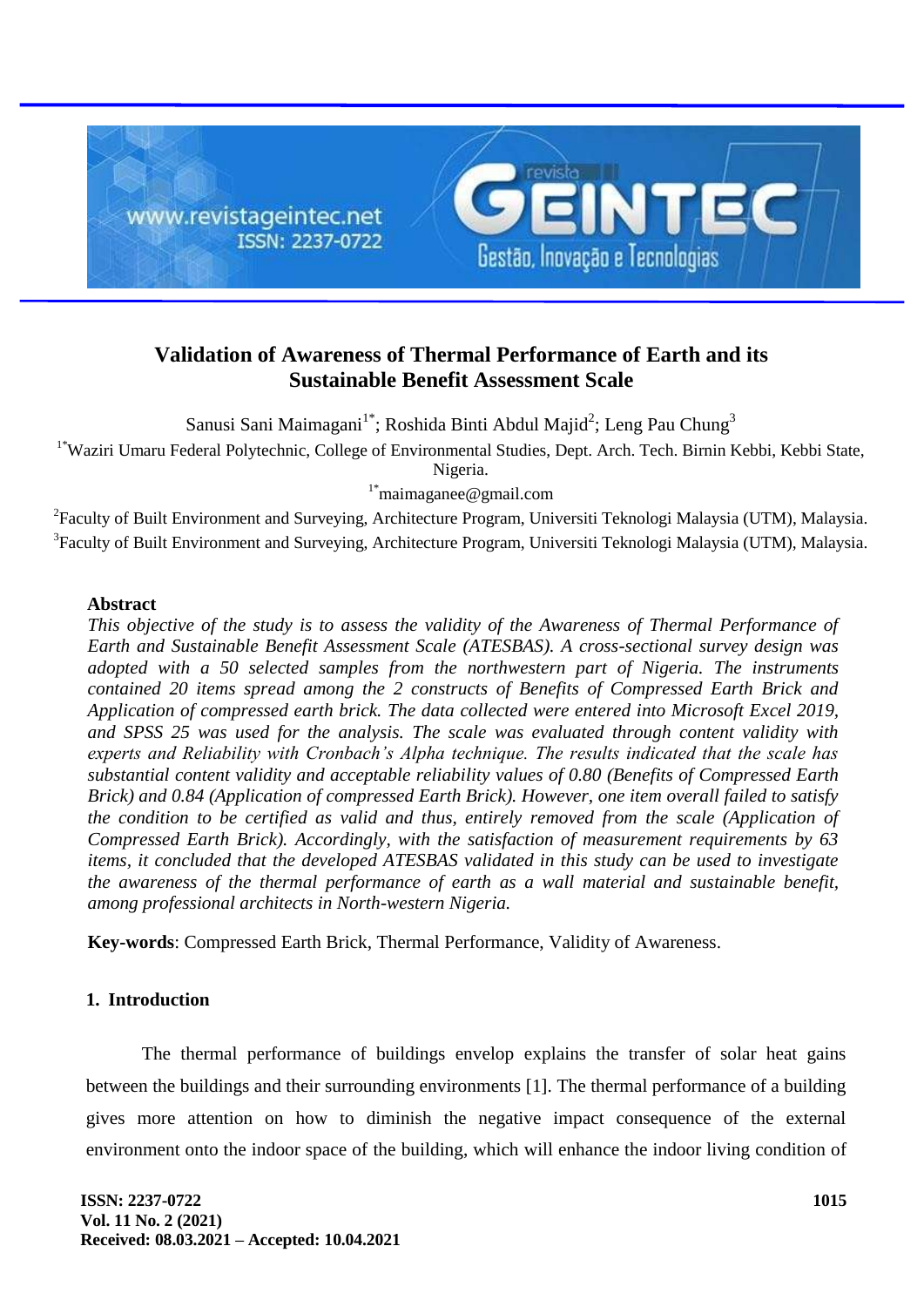# Validation of Awareness of Thermal Performance of Earth and its Sustainable Benefit Assessment Scale

Sanusi Sani Maimagani[1*]; Roshida Binti Abdul Majid[2]; Leng Pau Chung[3]

[1*]Waziri Umaru Federal Polytechnic, College of Environmental Studies, Dept. Arch. Tech. Birnin Kebbi, Kebbi State, Nigeria.

[1*]maimaganee@gmail.com

[2]Faculty of Built Environment and Surveying, Architecture Program, Universiti Teknologi Malaysia (UTM), Malaysia.

[3]Faculty of Built Environment and Surveying, Architecture Program, Universiti Teknologi Malaysia (UTM), Malaysia.

## Abstract

*This objective of the study is to assess the validity of the Awareness of Thermal Performance of Earth and Sustainable Benefit Assessment Scale (ATESBAS). A cross-sectional survey design was adopted with a 50 selected samples from the northwestern part of Nigeria. The instruments contained 20 items spread among the 2 constructs of Benefits of Compressed Earth Brick and Application of compressed earth brick. The data collected were entered into Microsoft Excel 2019, and SPSS 25 was used for the analysis. The scale was evaluated through content validity with experts and Reliability with Cronbach's Alpha technique. The results indicated that the scale has substantial content validity and acceptable reliability values of 0.80 (Benefits of Compressed Earth Brick) and 0.84 (Application of compressed Earth Brick). However, one item overall failed to satisfy the condition to be certified as valid and thus, entirely removed from the scale (Application of Compressed Earth Brick). Accordingly, with the satisfaction of measurement requirements by 63 items, it concluded that the developed ATESBAS validated in this study can be used to investigate the awareness of the thermal performance of earth as a wall material and sustainable benefit, among professional architects in North-western Nigeria.*

**Key-words**: Compressed Earth Brick, Thermal Performance, Validity of Awareness.

## 1. Introduction

The thermal performance of buildings envelop explains the transfer of solar heat gains between the buildings and their surrounding environments [1]. The thermal performance of a building gives more attention on how to diminish the negative impact consequence of the external environment onto the indoor space of the building, which will enhance the indoor living condition of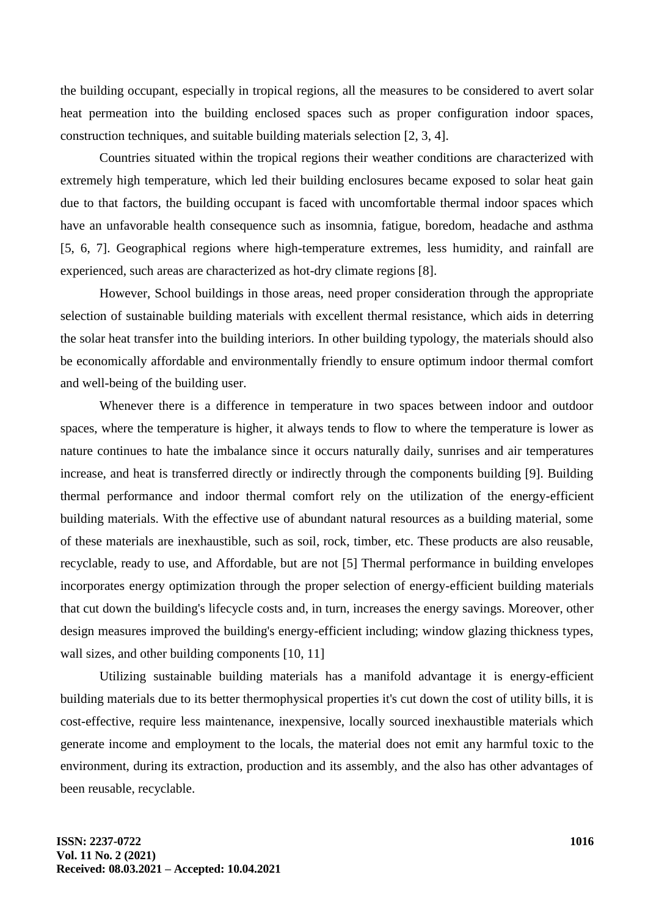the building occupant, especially in tropical regions, all the measures to be considered to avert solar heat permeation into the building enclosed spaces such as proper configuration indoor spaces, construction techniques, and suitable building materials selection [2, 3, 4].

Countries situated within the tropical regions their weather conditions are characterized with extremely high temperature, which led their building enclosures became exposed to solar heat gain due to that factors, the building occupant is faced with uncomfortable thermal indoor spaces which have an unfavorable health consequence such as insomnia, fatigue, boredom, headache and asthma [5, 6, 7]. Geographical regions where high-temperature extremes, less humidity, and rainfall are experienced, such areas are characterized as hot-dry climate regions [8].

However, School buildings in those areas, need proper consideration through the appropriate selection of sustainable building materials with excellent thermal resistance, which aids in deterring the solar heat transfer into the building interiors. In other building typology, the materials should also be economically affordable and environmentally friendly to ensure optimum indoor thermal comfort and well-being of the building user.

Whenever there is a difference in temperature in two spaces between indoor and outdoor spaces, where the temperature is higher, it always tends to flow to where the temperature is lower as nature continues to hate the imbalance since it occurs naturally daily, sunrises and air temperatures increase, and heat is transferred directly or indirectly through the components building [9]. Building thermal performance and indoor thermal comfort rely on the utilization of the energy-efficient building materials. With the effective use of abundant natural resources as a building material, some of these materials are inexhaustible, such as soil, rock, timber, etc. These products are also reusable, recyclable, ready to use, and Affordable, but are not [5] Thermal performance in building envelopes incorporates energy optimization through the proper selection of energy-efficient building materials that cut down the building's lifecycle costs and, in turn, increases the energy savings. Moreover, other design measures improved the building's energy-efficient including; window glazing thickness types, wall sizes, and other building components [10, 11]

Utilizing sustainable building materials has a manifold advantage it is energy-efficient building materials due to its better thermophysical properties it's cut down the cost of utility bills, it is cost-effective, require less maintenance, inexpensive, locally sourced inexhaustible materials which generate income and employment to the locals, the material does not emit any harmful toxic to the environment, during its extraction, production and its assembly, and the also has other advantages of been reusable, recyclable.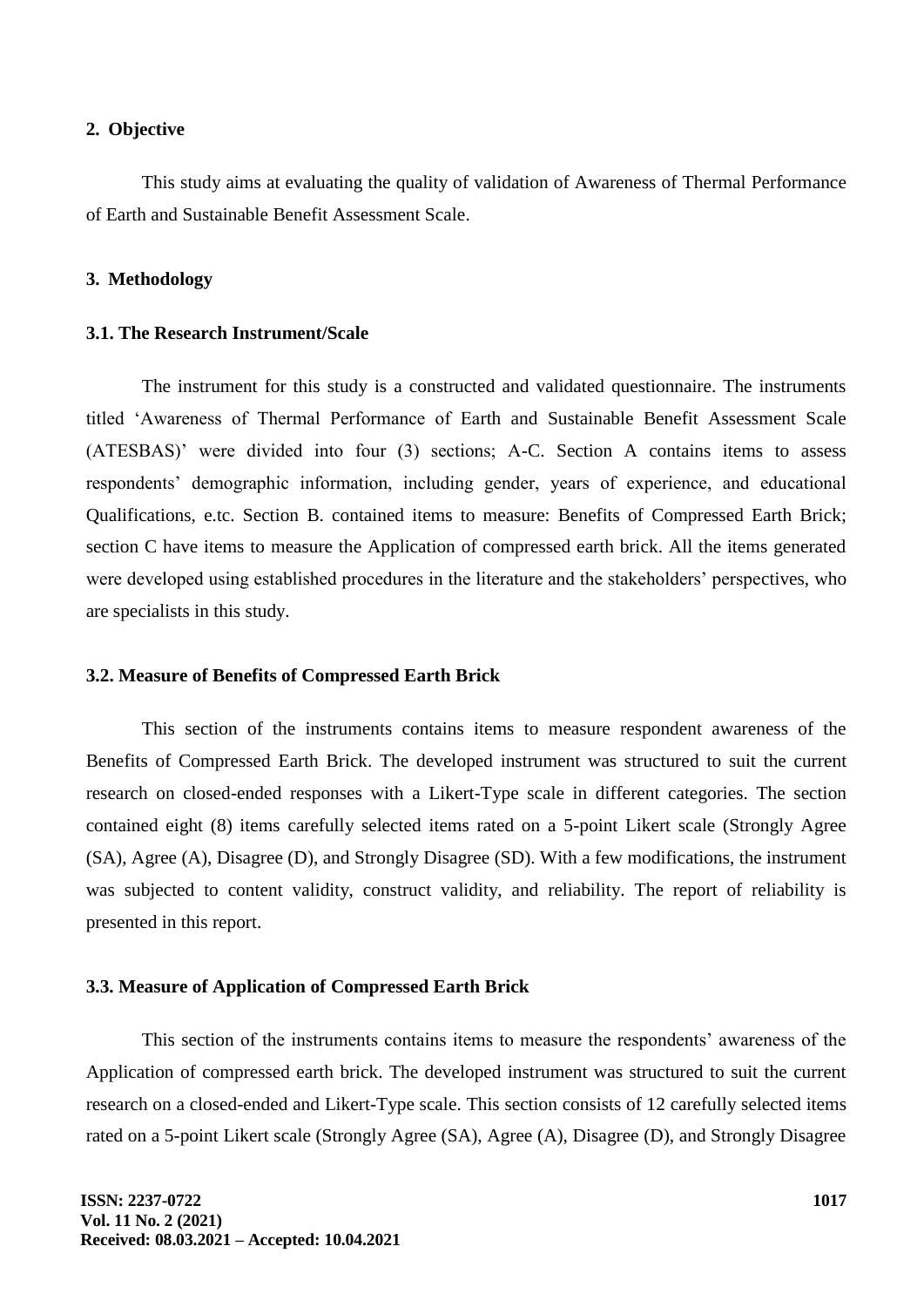## 2. Objective

This study aims at evaluating the quality of validation of Awareness of Thermal Performance of Earth and Sustainable Benefit Assessment Scale.

## 3. Methodology

### 3.1. The Research Instrument/Scale

The instrument for this study is a constructed and validated questionnaire. The instruments titled 'Awareness of Thermal Performance of Earth and Sustainable Benefit Assessment Scale (ATESBAS)' were divided into four (3) sections; A-C. Section A contains items to assess respondents' demographic information, including gender, years of experience, and educational Qualifications, e.tc. Section B. contained items to measure: Benefits of Compressed Earth Brick; section C have items to measure the Application of compressed earth brick. All the items generated were developed using established procedures in the literature and the stakeholders' perspectives, who are specialists in this study.

### 3.2. Measure of Benefits of Compressed Earth Brick

This section of the instruments contains items to measure respondent awareness of the Benefits of Compressed Earth Brick. The developed instrument was structured to suit the current research on closed-ended responses with a Likert-Type scale in different categories. The section contained eight (8) items carefully selected items rated on a 5-point Likert scale (Strongly Agree (SA), Agree (A), Disagree (D), and Strongly Disagree (SD). With a few modifications, the instrument was subjected to content validity, construct validity, and reliability. The report of reliability is presented in this report.

### 3.3. Measure of Application of Compressed Earth Brick

This section of the instruments contains items to measure the respondents' awareness of the Application of compressed earth brick. The developed instrument was structured to suit the current research on a closed-ended and Likert-Type scale. This section consists of 12 carefully selected items rated on a 5-point Likert scale (Strongly Agree (SA), Agree (A), Disagree (D), and Strongly Disagree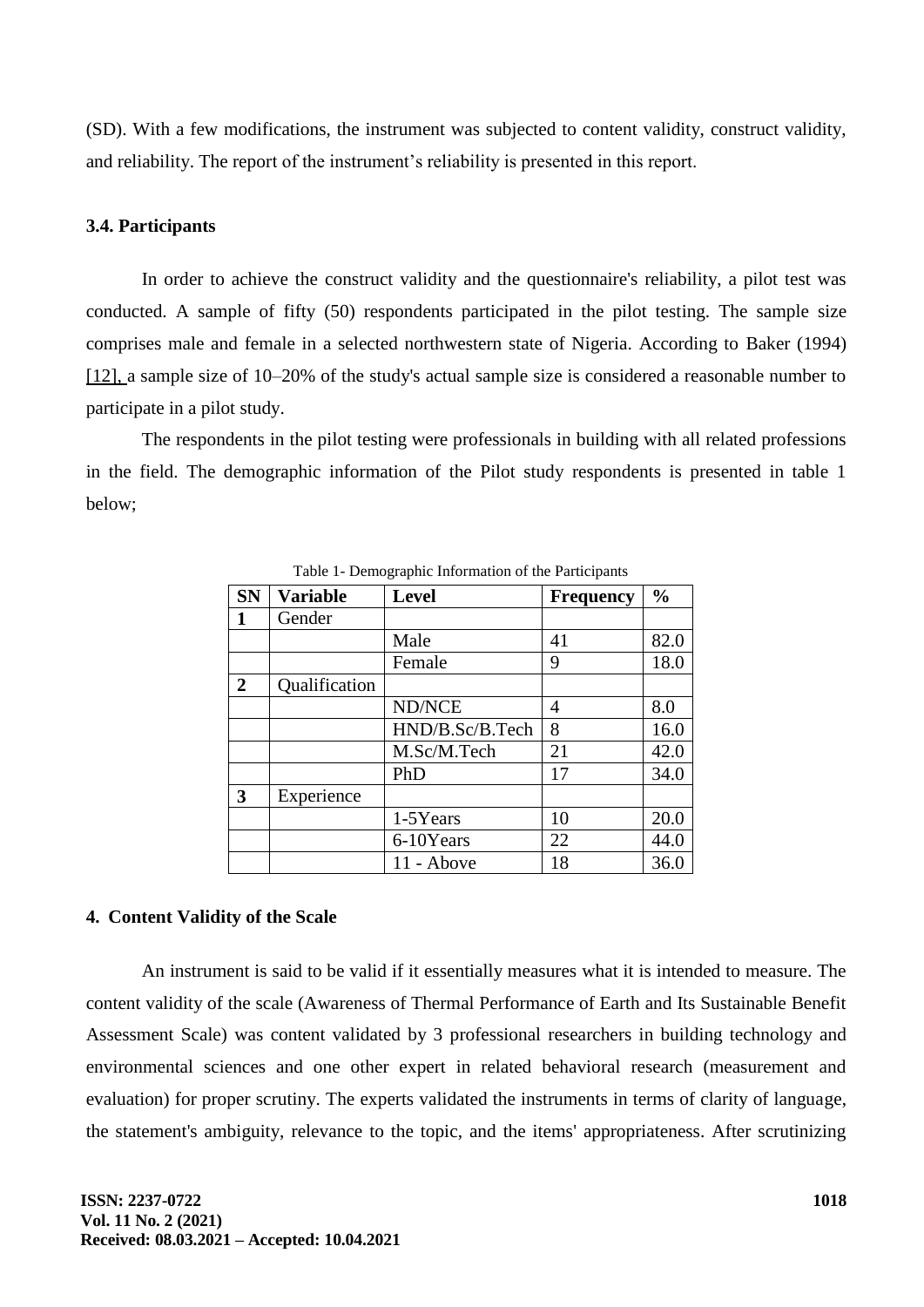(SD). With a few modifications, the instrument was subjected to content validity, construct validity, and reliability. The report of the instrument's reliability is presented in this report.

### 3.4. Participants

In order to achieve the construct validity and the questionnaire's reliability, a pilot test was conducted. A sample of fifty (50) respondents participated in the pilot testing. The sample size comprises male and female in a selected northwestern state of Nigeria. According to Baker (1994) [12], a sample size of 10–20% of the study's actual sample size is considered a reasonable number to participate in a pilot study.

The respondents in the pilot testing were professionals in building with all related professions in the field. The demographic information of the Pilot study respondents is presented in table 1 below;

Table 1- Demographic Information of the Participants

| SN | Variable | Level | Frequency | % |
|---|---|---|---|---|
| **1** | Gender | | | |
| | | Male | 41 | 82.0 |
| | | Female | 9 | 18.0 |
| **2** | Qualification | | | |
| | | ND/NCE | 4 | 8.0 |
| | | HND/B.Sc/B.Tech | 8 | 16.0 |
| | | M.Sc/M.Tech | 21 | 42.0 |
| | | PhD | 17 | 34.0 |
| **3** | Experience | | | |
| | | 1-5Years | 10 | 20.0 |
| | | 6-10Years | 22 | 44.0 |
| | | 11 - Above | 18 | 36.0 |

## 4. Content Validity of the Scale

An instrument is said to be valid if it essentially measures what it is intended to measure. The content validity of the scale (Awareness of Thermal Performance of Earth and Its Sustainable Benefit Assessment Scale) was content validated by 3 professional researchers in building technology and environmental sciences and one other expert in related behavioral research (measurement and evaluation) for proper scrutiny. The experts validated the instruments in terms of clarity of language, the statement's ambiguity, relevance to the topic, and the items' appropriateness. After scrutinizing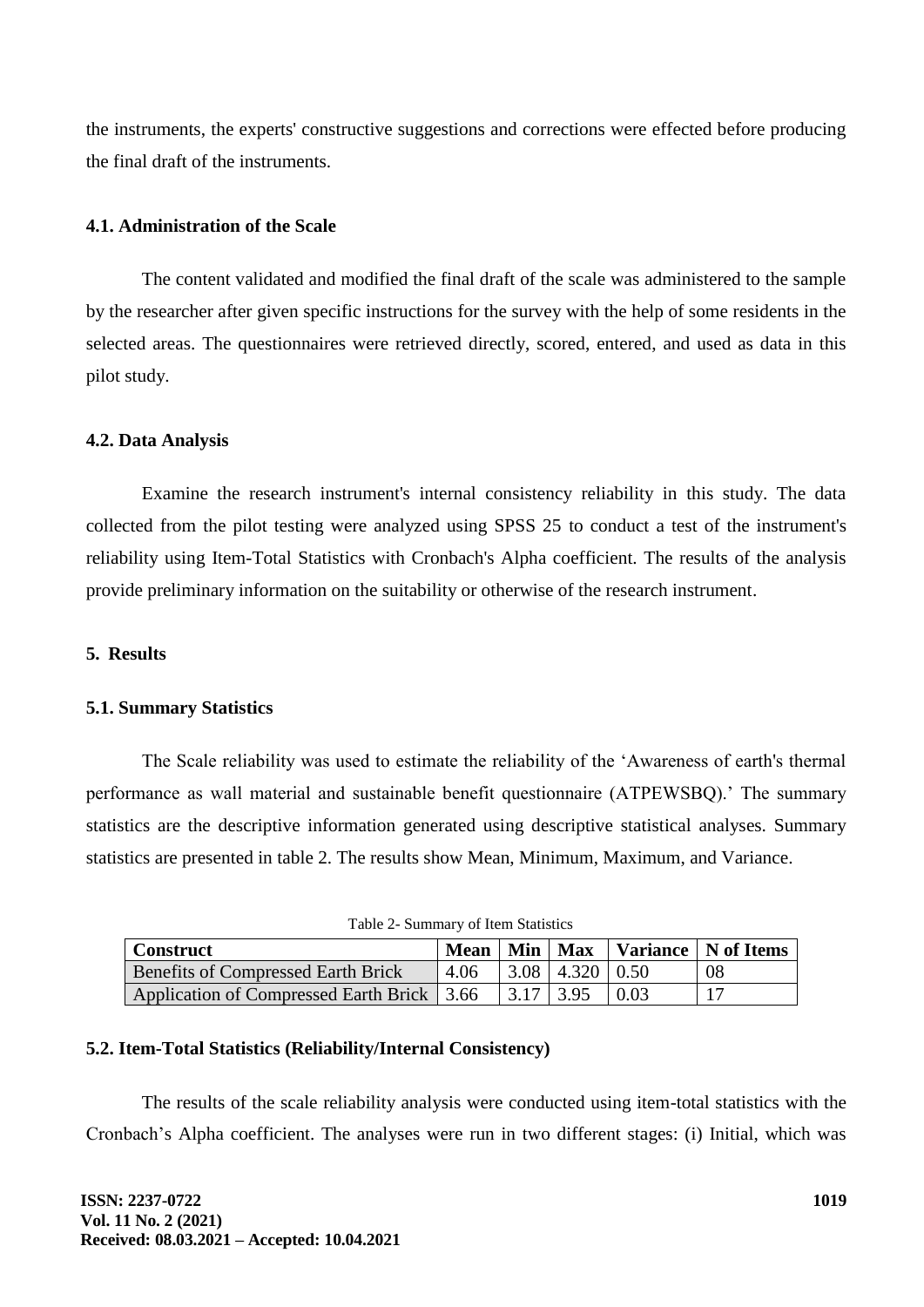the instruments, the experts' constructive suggestions and corrections were effected before producing the final draft of the instruments.

### 4.1. Administration of the Scale

The content validated and modified the final draft of the scale was administered to the sample by the researcher after given specific instructions for the survey with the help of some residents in the selected areas. The questionnaires were retrieved directly, scored, entered, and used as data in this pilot study.

### 4.2. Data Analysis

Examine the research instrument's internal consistency reliability in this study. The data collected from the pilot testing were analyzed using SPSS 25 to conduct a test of the instrument's reliability using Item-Total Statistics with Cronbach's Alpha coefficient. The results of the analysis provide preliminary information on the suitability or otherwise of the research instrument.

## 5. Results

### 5.1. Summary Statistics

The Scale reliability was used to estimate the reliability of the 'Awareness of earth's thermal performance as wall material and sustainable benefit questionnaire (ATPEWSBQ).' The summary statistics are the descriptive information generated using descriptive statistical analyses. Summary statistics are presented in table 2. The results show Mean, Minimum, Maximum, and Variance.

Table 2- Summary of Item Statistics

| Construct | Mean | Min | Max | Variance | N of Items |
|---|---|---|---|---|---|
| Benefits of Compressed Earth Brick | 4.06 | 3.08 | 4.320 | 0.50 | 08 |
| Application of Compressed Earth Brick | 3.66 | 3.17 | 3.95 | 0.03 | 17 |

### 5.2. Item-Total Statistics (Reliability/Internal Consistency)

The results of the scale reliability analysis were conducted using item-total statistics with the Cronbach's Alpha coefficient. The analyses were run in two different stages: (i) Initial, which was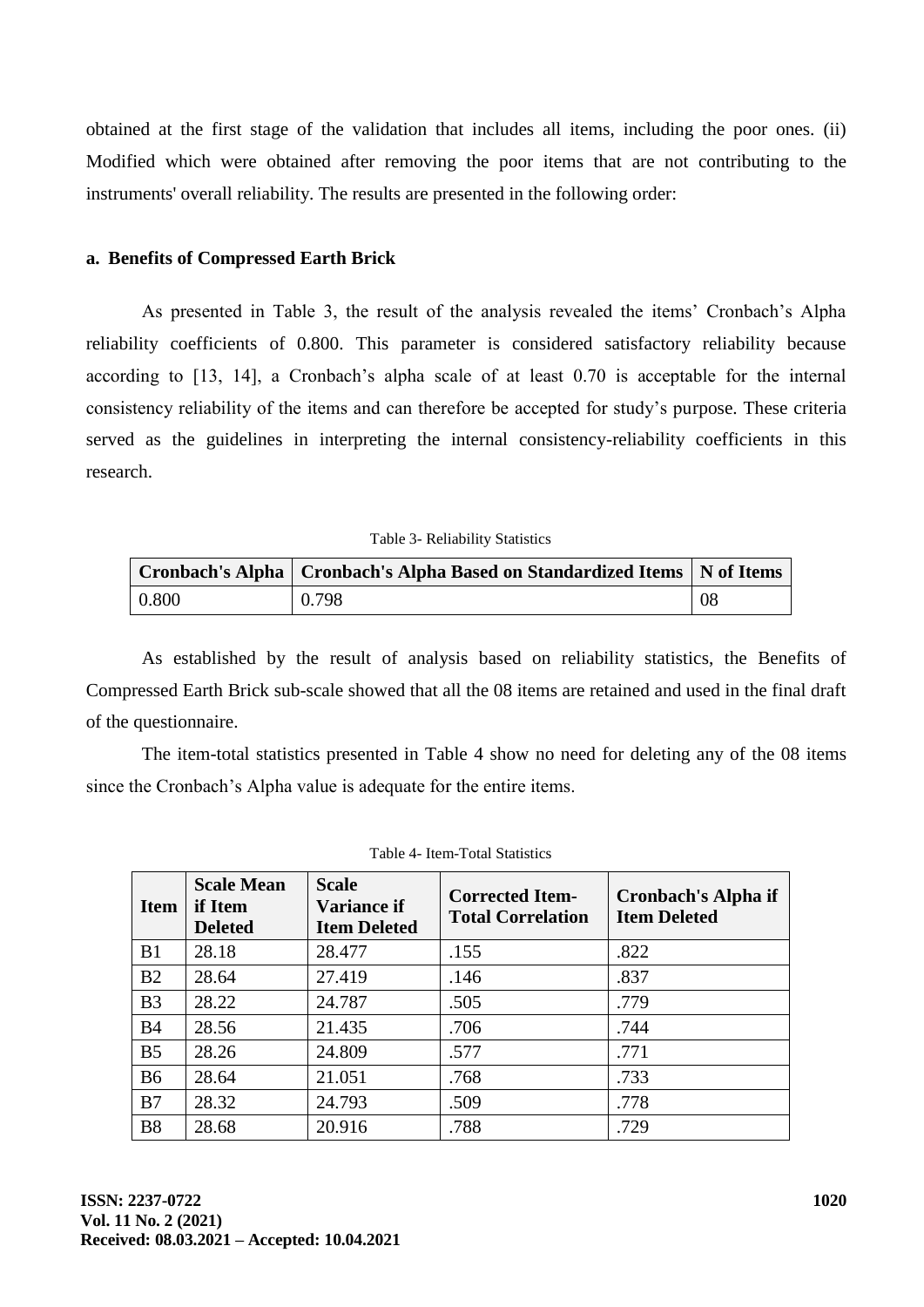obtained at the first stage of the validation that includes all items, including the poor ones. (ii) Modified which were obtained after removing the poor items that are not contributing to the instruments' overall reliability. The results are presented in the following order:

### a. Benefits of Compressed Earth Brick

As presented in Table 3, the result of the analysis revealed the items' Cronbach's Alpha reliability coefficients of 0.800. This parameter is considered satisfactory reliability because according to [13, 14], a Cronbach's alpha scale of at least 0.70 is acceptable for the internal consistency reliability of the items and can therefore be accepted for study's purpose. These criteria served as the guidelines in interpreting the internal consistency-reliability coefficients in this research.

Table 3- Reliability Statistics

| Cronbach's Alpha | Cronbach's Alpha Based on Standardized Items | N of Items |
|---|---|---|
| 0.800 | 0.798 | 08 |

As established by the result of analysis based on reliability statistics, the Benefits of Compressed Earth Brick sub-scale showed that all the 08 items are retained and used in the final draft of the questionnaire.

The item-total statistics presented in Table 4 show no need for deleting any of the 08 items since the Cronbach's Alpha value is adequate for the entire items.

Table 4- Item-Total Statistics

| Item | Scale Mean if Item Deleted | Scale Variance if Item Deleted | Corrected Item-Total Correlation | Cronbach's Alpha if Item Deleted |
|---|---|---|---|---|
| B1 | 28.18 | 28.477 | .155 | .822 |
| B2 | 28.64 | 27.419 | .146 | .837 |
| B3 | 28.22 | 24.787 | .505 | .779 |
| B4 | 28.56 | 21.435 | .706 | .744 |
| B5 | 28.26 | 24.809 | .577 | .771 |
| B6 | 28.64 | 21.051 | .768 | .733 |
| B7 | 28.32 | 24.793 | .509 | .778 |
| B8 | 28.68 | 20.916 | .788 | .729 |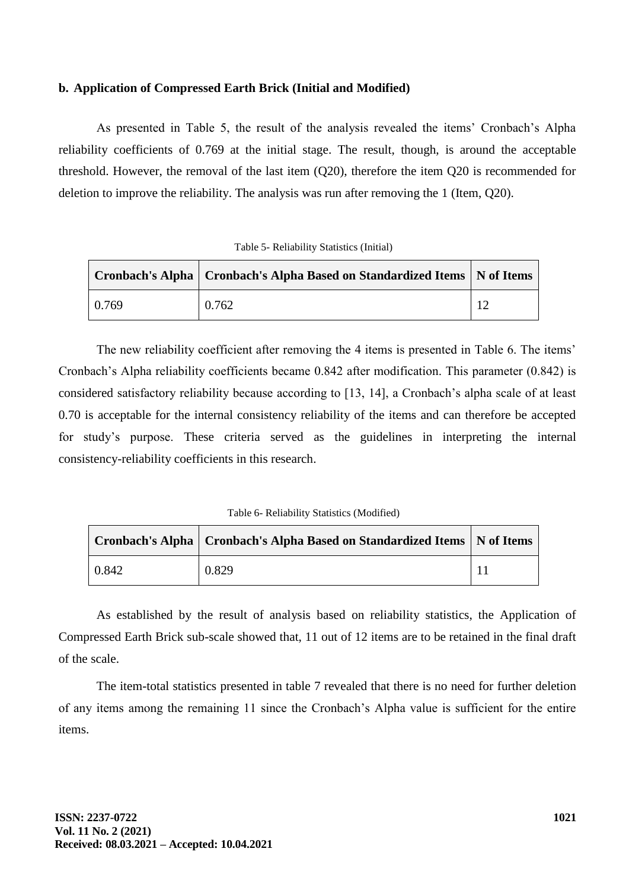**b. Application of Compressed Earth Brick (Initial and Modified)**

As presented in Table 5, the result of the analysis revealed the items' Cronbach's Alpha reliability coefficients of 0.769 at the initial stage. The result, though, is around the acceptable threshold. However, the removal of the last item (Q20), therefore the item Q20 is recommended for deletion to improve the reliability. The analysis was run after removing the 1 (Item, Q20).

Table 5- Reliability Statistics (Initial)

| Cronbach's Alpha | Cronbach's Alpha Based on Standardized Items | N of Items |
|---|---|---|
| 0.769 | 0.762 | 12 |

The new reliability coefficient after removing the 4 items is presented in Table 6. The items' Cronbach's Alpha reliability coefficients became 0.842 after modification. This parameter (0.842) is considered satisfactory reliability because according to [13, 14], a Cronbach's alpha scale of at least 0.70 is acceptable for the internal consistency reliability of the items and can therefore be accepted for study's purpose. These criteria served as the guidelines in interpreting the internal consistency-reliability coefficients in this research.

Table 6- Reliability Statistics (Modified)

| Cronbach's Alpha | Cronbach's Alpha Based on Standardized Items | N of Items |
|---|---|---|
| 0.842 | 0.829 | 11 |

As established by the result of analysis based on reliability statistics, the Application of Compressed Earth Brick sub-scale showed that, 11 out of 12 items are to be retained in the final draft of the scale.

The item-total statistics presented in table 7 revealed that there is no need for further deletion of any items among the remaining 11 since the Cronbach's Alpha value is sufficient for the entire items.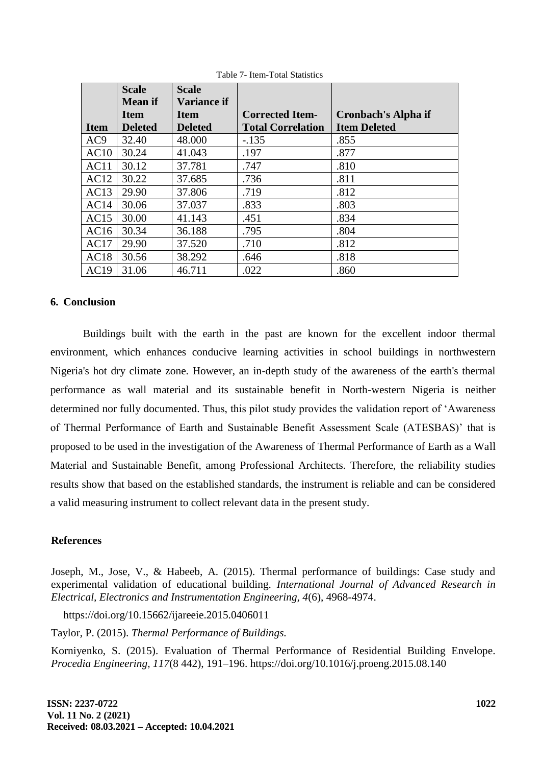Table 7- Item-Total Statistics

| Item | Scale Mean if Item Deleted | Scale Variance if Item Deleted | Corrected Item-Total Correlation | Cronbach's Alpha if Item Deleted |
|---|---|---|---|---|
| AC9 | 32.40 | 48.000 | -.135 | .855 |
| AC10 | 30.24 | 41.043 | .197 | .877 |
| AC11 | 30.12 | 37.781 | .747 | .810 |
| AC12 | 30.22 | 37.685 | .736 | .811 |
| AC13 | 29.90 | 37.806 | .719 | .812 |
| AC14 | 30.06 | 37.037 | .833 | .803 |
| AC15 | 30.00 | 41.143 | .451 | .834 |
| AC16 | 30.34 | 36.188 | .795 | .804 |
| AC17 | 29.90 | 37.520 | .710 | .812 |
| AC18 | 30.56 | 38.292 | .646 | .818 |
| AC19 | 31.06 | 46.711 | .022 | .860 |

## 6. Conclusion

Buildings built with the earth in the past are known for the excellent indoor thermal environment, which enhances conducive learning activities in school buildings in northwestern Nigeria's hot dry climate zone. However, an in-depth study of the awareness of the earth's thermal performance as wall material and its sustainable benefit in North-western Nigeria is neither determined nor fully documented. Thus, this pilot study provides the validation report of 'Awareness of Thermal Performance of Earth and Sustainable Benefit Assessment Scale (ATESBAS)' that is proposed to be used in the investigation of the Awareness of Thermal Performance of Earth as a Wall Material and Sustainable Benefit, among Professional Architects. Therefore, the reliability studies results show that based on the established standards, the instrument is reliable and can be considered a valid measuring instrument to collect relevant data in the present study.

## References

Joseph, M., Jose, V., & Habeeb, A. (2015). Thermal performance of buildings: Case study and experimental validation of educational building. *International Journal of Advanced Research in Electrical, Electronics and Instrumentation Engineering, 4*(6), 4968-4974.

https://doi.org/10.15662/ijareeie.2015.0406011

Taylor, P. (2015). *Thermal Performance of Buildings.*

Korniyenko, S. (2015). Evaluation of Thermal Performance of Residential Building Envelope. *Procedia Engineering, 117*(8 442), 191–196. https://doi.org/10.1016/j.proeng.2015.08.140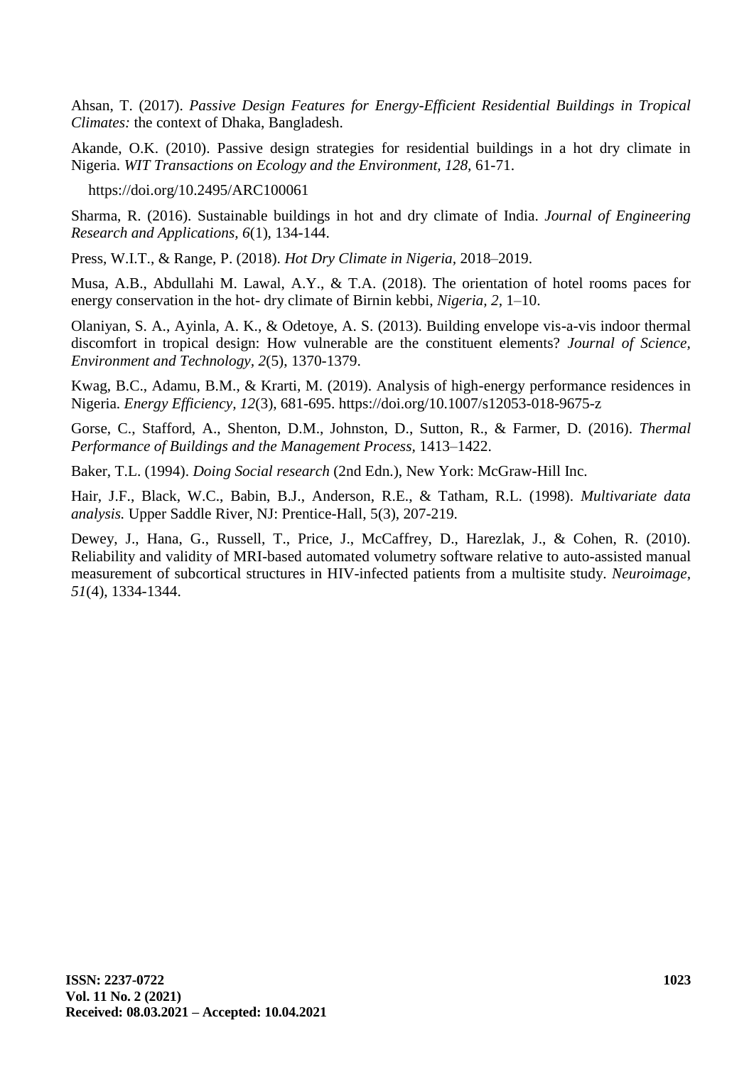Ahsan, T. (2017). *Passive Design Features for Energy-Efficient Residential Buildings in Tropical Climates:* the context of Dhaka, Bangladesh.

Akande, O.K. (2010). Passive design strategies for residential buildings in a hot dry climate in Nigeria. *WIT Transactions on Ecology and the Environment, 128*, 61-71.

https://doi.org/10.2495/ARC100061

Sharma, R. (2016). Sustainable buildings in hot and dry climate of India. *Journal of Engineering Research and Applications, 6*(1), 134-144.

Press, W.I.T., & Range, P. (2018). *Hot Dry Climate in Nigeria,* 2018–2019.

Musa, A.B., Abdullahi M. Lawal, A.Y., & T.A. (2018). The orientation of hotel rooms paces for energy conservation in the hot- dry climate of Birnin kebbi, *Nigeria, 2*, 1–10.

Olaniyan, S. A., Ayinla, A. K., & Odetoye, A. S. (2013). Building envelope vis-a-vis indoor thermal discomfort in tropical design: How vulnerable are the constituent elements? *Journal of Science, Environment and Technology*, *2*(5), 1370-1379.

Kwag, B.C., Adamu, B.M., & Krarti, M. (2019). Analysis of high-energy performance residences in Nigeria. *Energy Efficiency, 12*(3), 681-695. https://doi.org/10.1007/s12053-018-9675-z

Gorse, C., Stafford, A., Shenton, D.M., Johnston, D., Sutton, R., & Farmer, D. (2016). *Thermal Performance of Buildings and the Management Process,* 1413–1422.

Baker, T.L. (1994). *Doing Social research* (2nd Edn.), New York: McGraw-Hill Inc.

Hair, J.F., Black, W.C., Babin, B.J., Anderson, R.E., & Tatham, R.L. (1998). *Multivariate data analysis.* Upper Saddle River, NJ: Prentice-Hall, 5(3), 207-219.

Dewey, J., Hana, G., Russell, T., Price, J., McCaffrey, D., Harezlak, J., & Cohen, R. (2010). Reliability and validity of MRI-based automated volumetry software relative to auto-assisted manual measurement of subcortical structures in HIV-infected patients from a multisite study. *Neuroimage, 51*(4), 1334-1344.